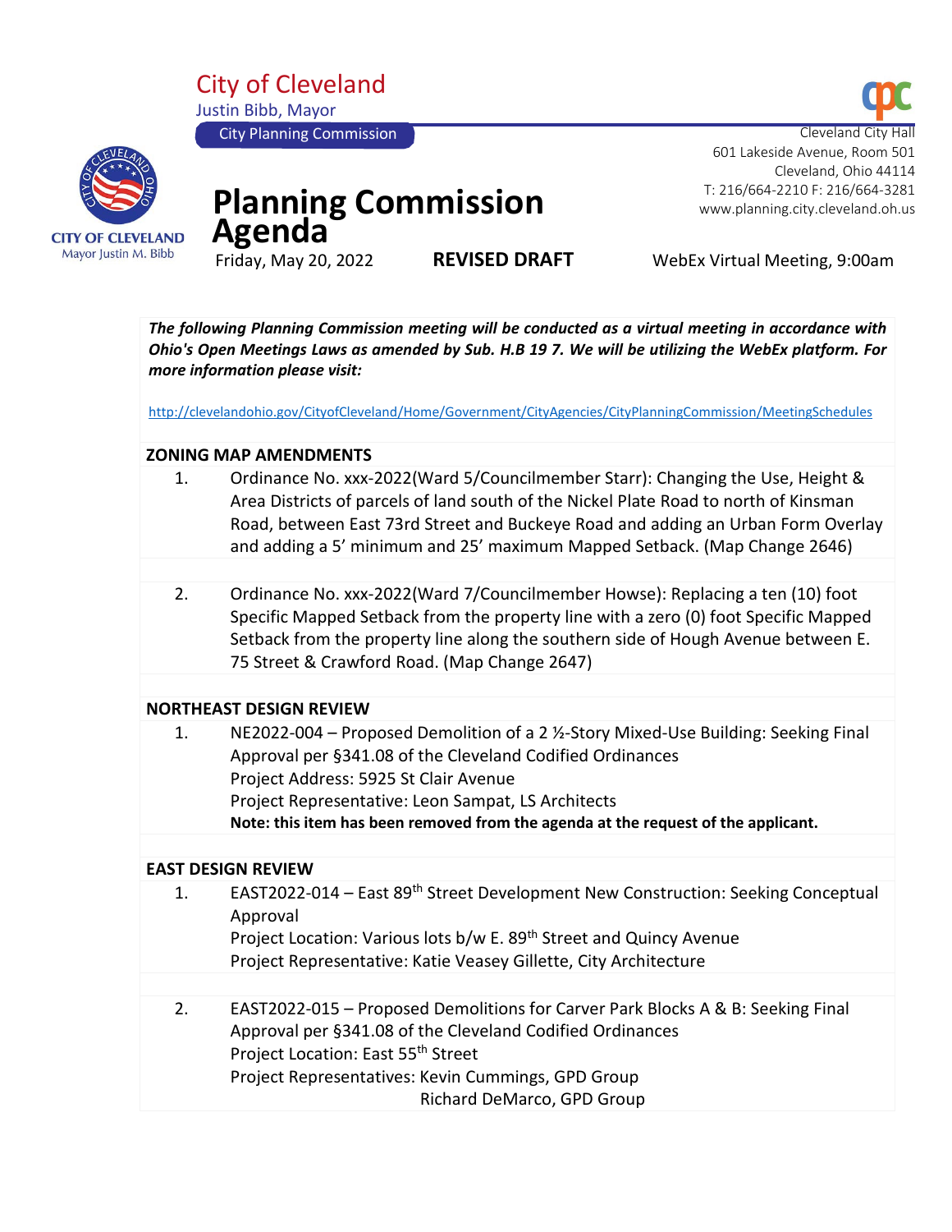City of Cleveland
Justin Bibb, Mayor
City Planning Commission

Cleveland City Hall
601 Lakeside Avenue, Room 501
Cleveland, Ohio 44114
T: 216/664-2210 F: 216/664-3281
www.planning.city.cleveland.oh.us

CITY OF CLEVELAND
Mayor Justin M. Bibb

# Planning Commission Agenda

Friday, May 20, 2022 **REVISED DRAFT** WebEx Virtual Meeting, 9:00am

***The following Planning Commission meeting will be conducted as a virtual meeting in accordance with Ohio's Open Meetings Laws as amended by Sub. H.B 19 7. We will be utilizing the WebEx platform. For more information please visit:***

http://clevelandohio.gov/CityofCleveland/Home/Government/CityAgencies/CityPlanningCommission/MeetingSchedules

## ZONING MAP AMENDMENTS

1. Ordinance No. xxx-2022(Ward 5/Councilmember Starr): Changing the Use, Height & Area Districts of parcels of land south of the Nickel Plate Road to north of Kinsman Road, between East 73rd Street and Buckeye Road and adding an Urban Form Overlay and adding a 5' minimum and 25' maximum Mapped Setback. (Map Change 2646)

2. Ordinance No. xxx-2022(Ward 7/Councilmember Howse): Replacing a ten (10) foot Specific Mapped Setback from the property line with a zero (0) foot Specific Mapped Setback from the property line along the southern side of Hough Avenue between E. 75 Street & Crawford Road. (Map Change 2647)

## NORTHEAST DESIGN REVIEW

1. NE2022-004 – Proposed Demolition of a 2 ½-Story Mixed-Use Building: Seeking Final Approval per §341.08 of the Cleveland Codified Ordinances
   Project Address: 5925 St Clair Avenue
   Project Representative: Leon Sampat, LS Architects
   **Note: this item has been removed from the agenda at the request of the applicant.**

## EAST DESIGN REVIEW

1. EAST2022-014 – East 89th Street Development New Construction: Seeking Conceptual Approval
   Project Location: Various lots b/w E. 89th Street and Quincy Avenue
   Project Representative: Katie Veasey Gillette, City Architecture

2. EAST2022-015 – Proposed Demolitions for Carver Park Blocks A & B: Seeking Final Approval per §341.08 of the Cleveland Codified Ordinances
   Project Location: East 55th Street
   Project Representatives: Kevin Cummings, GPD Group
   Richard DeMarco, GPD Group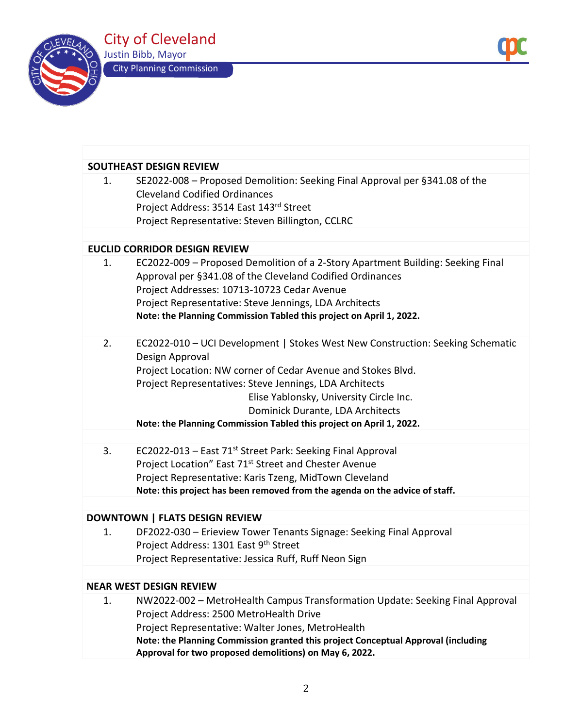## SOUTHEAST DESIGN REVIEW

1. SE2022-008 – Proposed Demolition: Seeking Final Approval per §341.08 of the Cleveland Codified Ordinances
   Project Address: 3514 East 143rd Street
   Project Representative: Steven Billington, CCLRC

## EUCLID CORRIDOR DESIGN REVIEW

1. EC2022-009 – Proposed Demolition of a 2-Story Apartment Building: Seeking Final Approval per §341.08 of the Cleveland Codified Ordinances
   Project Addresses: 10713-10723 Cedar Avenue
   Project Representative: Steve Jennings, LDA Architects
   **Note: the Planning Commission Tabled this project on April 1, 2022.**

2. EC2022-010 – UCI Development | Stokes West New Construction: Seeking Schematic Design Approval
   Project Location: NW corner of Cedar Avenue and Stokes Blvd.
   Project Representatives: Steve Jennings, LDA Architects
   Elise Yablonsky, University Circle Inc.
   Dominick Durante, LDA Architects
   **Note: the Planning Commission Tabled this project on April 1, 2022.**

3. EC2022-013 – East 71st Street Park: Seeking Final Approval
   Project Location" East 71st Street and Chester Avenue
   Project Representative: Karis Tzeng, MidTown Cleveland
   **Note: this project has been removed from the agenda on the advice of staff.**

## DOWNTOWN | FLATS DESIGN REVIEW

1. DF2022-030 – Erieview Tower Tenants Signage: Seeking Final Approval
   Project Address: 1301 East 9th Street
   Project Representative: Jessica Ruff, Ruff Neon Sign

## NEAR WEST DESIGN REVIEW

1. NW2022-002 – MetroHealth Campus Transformation Update: Seeking Final Approval
   Project Address: 2500 MetroHealth Drive
   Project Representative: Walter Jones, MetroHealth
   **Note: the Planning Commission granted this project Conceptual Approval (including Approval for two proposed demolitions) on May 6, 2022.**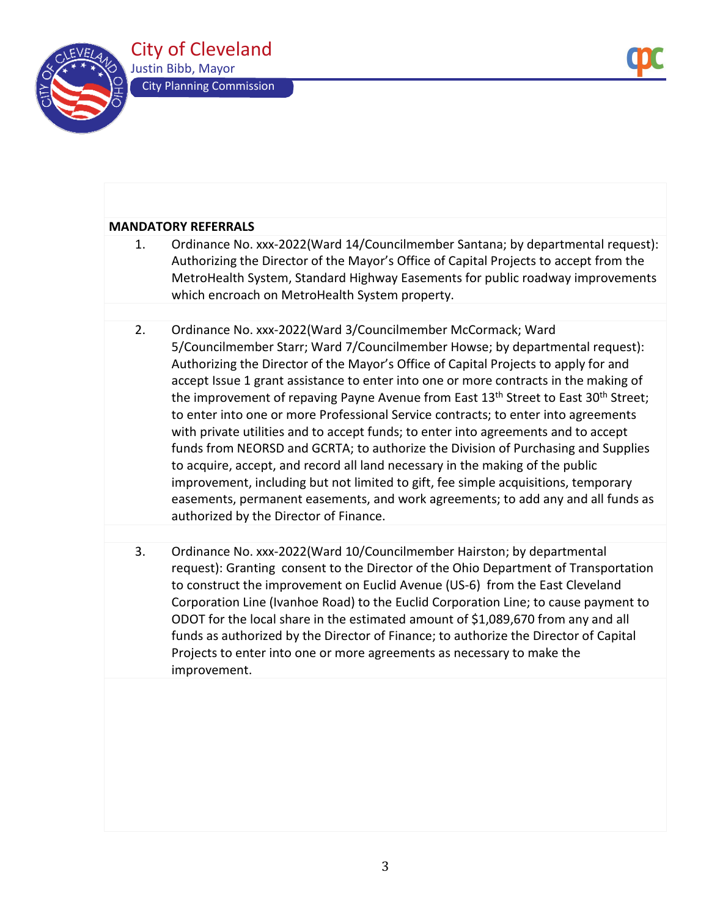**MANDATORY REFERRALS**

1. Ordinance No. xxx-2022(Ward 14/Councilmember Santana; by departmental request): Authorizing the Director of the Mayor's Office of Capital Projects to accept from the MetroHealth System, Standard Highway Easements for public roadway improvements which encroach on MetroHealth System property.

2. Ordinance No. xxx-2022(Ward 3/Councilmember McCormack; Ward 5/Councilmember Starr; Ward 7/Councilmember Howse; by departmental request): Authorizing the Director of the Mayor's Office of Capital Projects to apply for and accept Issue 1 grant assistance to enter into one or more contracts in the making of the improvement of repaving Payne Avenue from East 13th Street to East 30th Street; to enter into one or more Professional Service contracts; to enter into agreements with private utilities and to accept funds; to enter into agreements and to accept funds from NEORSD and GCRTA; to authorize the Division of Purchasing and Supplies to acquire, accept, and record all land necessary in the making of the public improvement, including but not limited to gift, fee simple acquisitions, temporary easements, permanent easements, and work agreements; to add any and all funds as authorized by the Director of Finance.

3. Ordinance No. xxx-2022(Ward 10/Councilmember Hairston; by departmental request): Granting consent to the Director of the Ohio Department of Transportation to construct the improvement on Euclid Avenue (US-6) from the East Cleveland Corporation Line (Ivanhoe Road) to the Euclid Corporation Line; to cause payment to ODOT for the local share in the estimated amount of $1,089,670 from any and all funds as authorized by the Director of Finance; to authorize the Director of Capital Projects to enter into one or more agreements as necessary to make the improvement.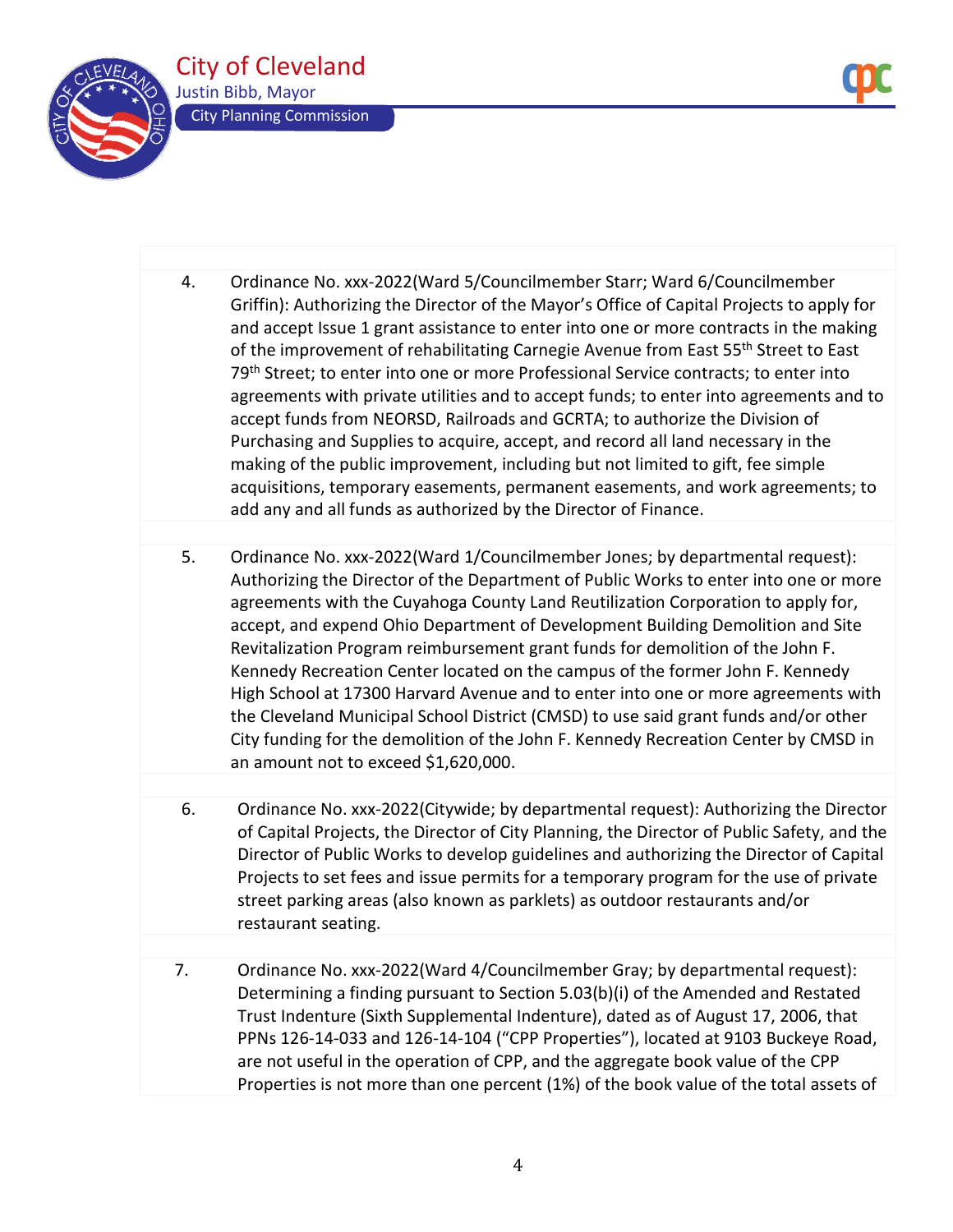4. Ordinance No. xxx-2022(Ward 5/Councilmember Starr; Ward 6/Councilmember Griffin): Authorizing the Director of the Mayor's Office of Capital Projects to apply for and accept Issue 1 grant assistance to enter into one or more contracts in the making of the improvement of rehabilitating Carnegie Avenue from East 55th Street to East 79th Street; to enter into one or more Professional Service contracts; to enter into agreements with private utilities and to accept funds; to enter into agreements and to accept funds from NEORSD, Railroads and GCRTA; to authorize the Division of Purchasing and Supplies to acquire, accept, and record all land necessary in the making of the public improvement, including but not limited to gift, fee simple acquisitions, temporary easements, permanent easements, and work agreements; to add any and all funds as authorized by the Director of Finance.

5. Ordinance No. xxx-2022(Ward 1/Councilmember Jones; by departmental request): Authorizing the Director of the Department of Public Works to enter into one or more agreements with the Cuyahoga County Land Reutilization Corporation to apply for, accept, and expend Ohio Department of Development Building Demolition and Site Revitalization Program reimbursement grant funds for demolition of the John F. Kennedy Recreation Center located on the campus of the former John F. Kennedy High School at 17300 Harvard Avenue and to enter into one or more agreements with the Cleveland Municipal School District (CMSD) to use said grant funds and/or other City funding for the demolition of the John F. Kennedy Recreation Center by CMSD in an amount not to exceed $1,620,000.

6. Ordinance No. xxx-2022(Citywide; by departmental request): Authorizing the Director of Capital Projects, the Director of City Planning, the Director of Public Safety, and the Director of Public Works to develop guidelines and authorizing the Director of Capital Projects to set fees and issue permits for a temporary program for the use of private street parking areas (also known as parklets) as outdoor restaurants and/or restaurant seating.

7. Ordinance No. xxx-2022(Ward 4/Councilmember Gray; by departmental request): Determining a finding pursuant to Section 5.03(b)(i) of the Amended and Restated Trust Indenture (Sixth Supplemental Indenture), dated as of August 17, 2006, that PPNs 126-14-033 and 126-14-104 ("CPP Properties"), located at 9103 Buckeye Road, are not useful in the operation of CPP, and the aggregate book value of the CPP Properties is not more than one percent (1%) of the book value of the total assets of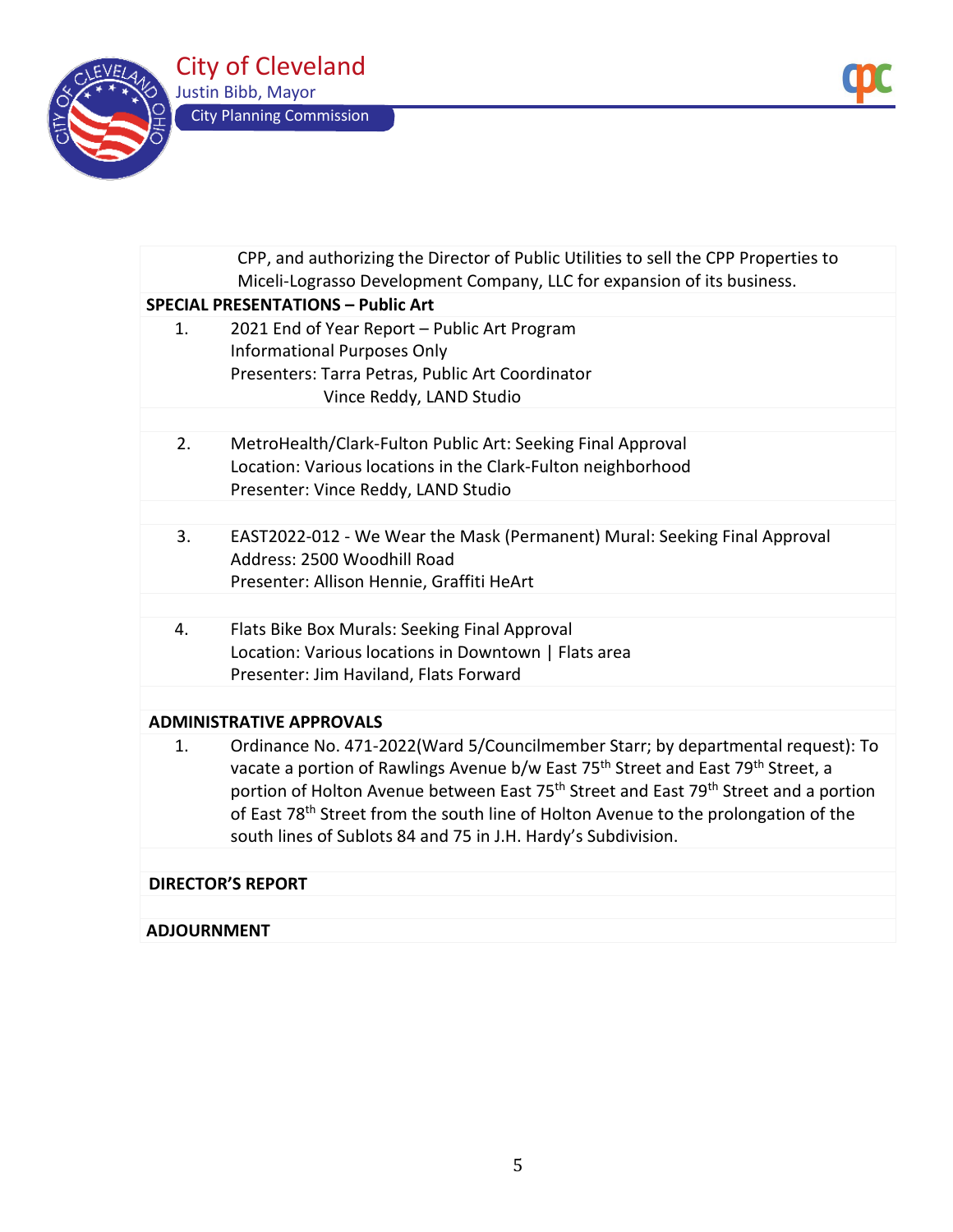CPP, and authorizing the Director of Public Utilities to sell the CPP Properties to Miceli-Lograsso Development Company, LLC for expansion of its business.

**SPECIAL PRESENTATIONS – Public Art**

1. 2021 End of Year Report – Public Art Program
   Informational Purposes Only
   Presenters: Tarra Petras, Public Art Coordinator
   Vince Reddy, LAND Studio

2. MetroHealth/Clark-Fulton Public Art: Seeking Final Approval
   Location: Various locations in the Clark-Fulton neighborhood
   Presenter: Vince Reddy, LAND Studio

3. EAST2022-012 - We Wear the Mask (Permanent) Mural: Seeking Final Approval
   Address: 2500 Woodhill Road
   Presenter: Allison Hennie, Graffiti HeArt

4. Flats Bike Box Murals: Seeking Final Approval
   Location: Various locations in Downtown | Flats area
   Presenter: Jim Haviland, Flats Forward

**ADMINISTRATIVE APPROVALS**

1. Ordinance No. 471-2022(Ward 5/Councilmember Starr; by departmental request): To vacate a portion of Rawlings Avenue b/w East 75th Street and East 79th Street, a portion of Holton Avenue between East 75th Street and East 79th Street and a portion of East 78th Street from the south line of Holton Avenue to the prolongation of the south lines of Sublots 84 and 75 in J.H. Hardy's Subdivision.

**DIRECTOR'S REPORT**

**ADJOURNMENT**